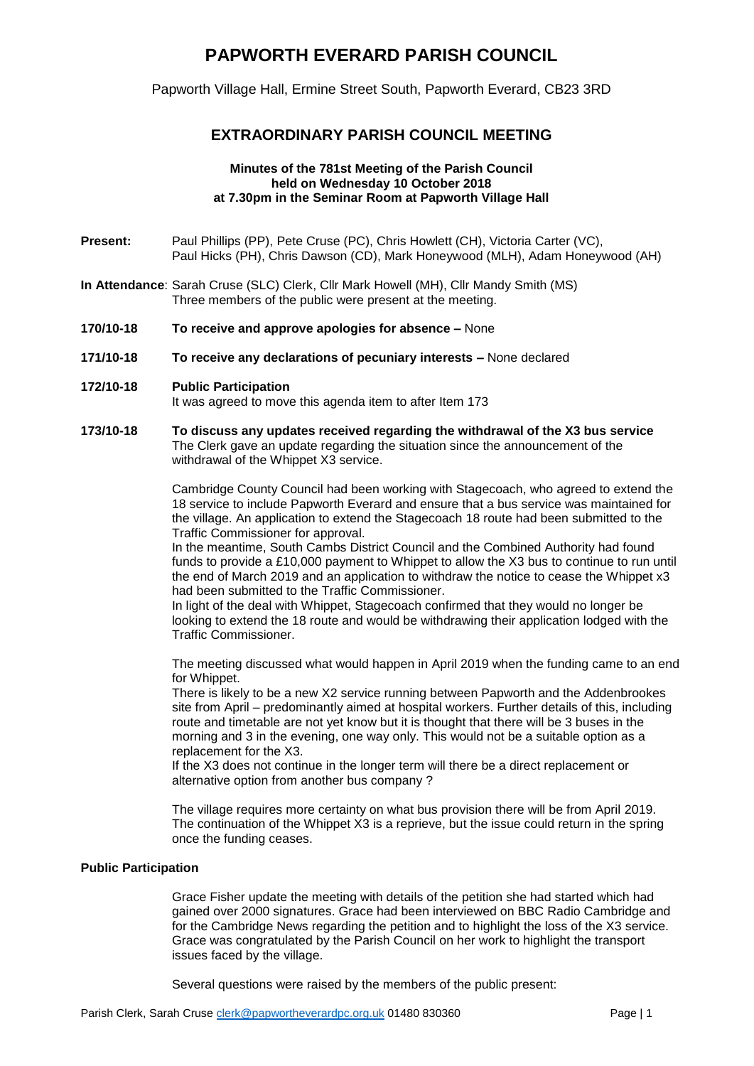# PAPWORTH EVERARD PARISH COUNCIL

Papworth Village Hall, Ermine Street South, Papworth Everard, CB23 3RD

## EXTRAORDINARY PARISH COUNCIL MEETING

**Minutes of the 781st Meeting of the Parish Council**
**held on Wednesday 10 October 2018**
**at 7.30pm in the Seminar Room at Papworth Village Hall**

**Present:** Paul Phillips (PP), Pete Cruse (PC), Chris Howlett (CH), Victoria Carter (VC), Paul Hicks (PH), Chris Dawson (CD), Mark Honeywood (MLH), Adam Honeywood (AH)

**In Attendance**: Sarah Cruse (SLC) Clerk, Cllr Mark Howell (MH), Cllr Mandy Smith (MS)
Three members of the public were present at the meeting.

**170/10-18 To receive and approve apologies for absence –** None

**171/10-18 To receive any declarations of pecuniary interests –** None declared

**172/10-18 Public Participation**
It was agreed to move this agenda item to after Item 173

**173/10-18 To discuss any updates received regarding the withdrawal of the X3 bus service**
The Clerk gave an update regarding the situation since the announcement of the withdrawal of the Whippet X3 service.

Cambridge County Council had been working with Stagecoach, who agreed to extend the 18 service to include Papworth Everard and ensure that a bus service was maintained for the village. An application to extend the Stagecoach 18 route had been submitted to the Traffic Commissioner for approval.
In the meantime, South Cambs District Council and the Combined Authority had found funds to provide a £10,000 payment to Whippet to allow the X3 bus to continue to run until the end of March 2019 and an application to withdraw the notice to cease the Whippet x3 had been submitted to the Traffic Commissioner.
In light of the deal with Whippet, Stagecoach confirmed that they would no longer be looking to extend the 18 route and would be withdrawing their application lodged with the Traffic Commissioner.

The meeting discussed what would happen in April 2019 when the funding came to an end for Whippet.
There is likely to be a new X2 service running between Papworth and the Addenbrookes site from April – predominantly aimed at hospital workers. Further details of this, including route and timetable are not yet know but it is thought that there will be 3 buses in the morning and 3 in the evening, one way only. This would not be a suitable option as a replacement for the X3.
If the X3 does not continue in the longer term will there be a direct replacement or alternative option from another bus company ?

The village requires more certainty on what bus provision there will be from April 2019. The continuation of the Whippet X3 is a reprieve, but the issue could return in the spring once the funding ceases.

**Public Participation**

Grace Fisher update the meeting with details of the petition she had started which had gained over 2000 signatures. Grace had been interviewed on BBC Radio Cambridge and for the Cambridge News regarding the petition and to highlight the loss of the X3 service. Grace was congratulated by the Parish Council on her work to highlight the transport issues faced by the village.

Several questions were raised by the members of the public present: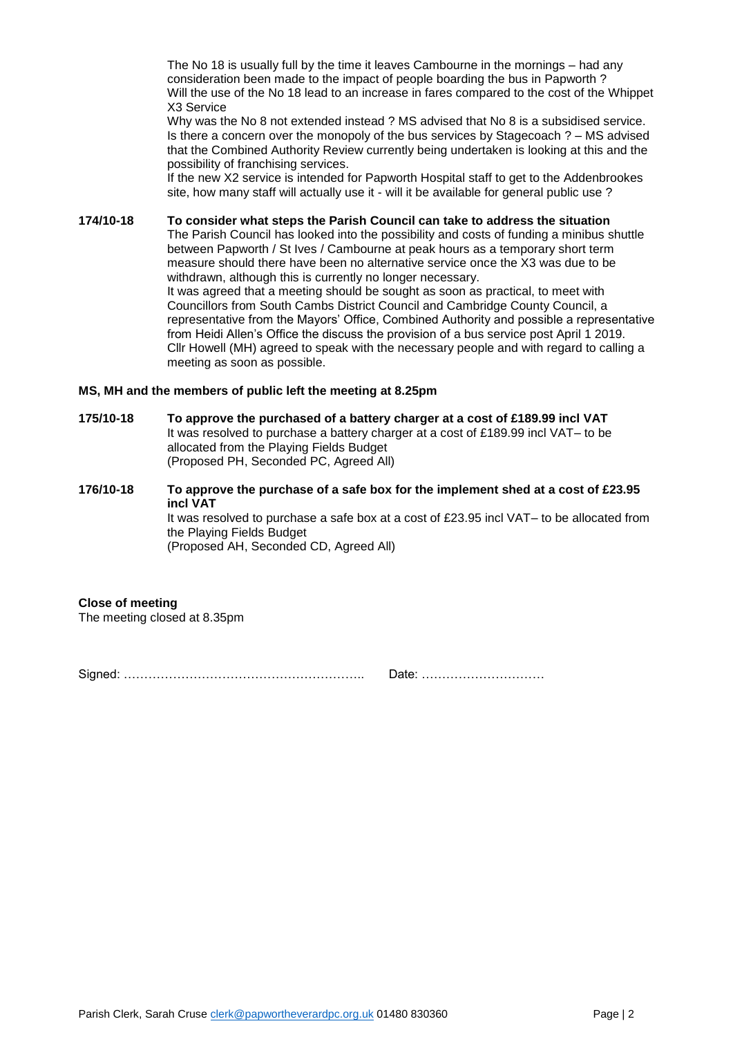The No 18 is usually full by the time it leaves Cambourne in the mornings – had any consideration been made to the impact of people boarding the bus in Papworth ?
Will the use of the No 18 lead to an increase in fares compared to the cost of the Whippet X3 Service
Why was the No 8 not extended instead ? MS advised that No 8 is a subsidised service.
Is there a concern over the monopoly of the bus services by Stagecoach ? – MS advised that the Combined Authority Review currently being undertaken is looking at this and the possibility of franchising services.
If the new X2 service is intended for Papworth Hospital staff to get to the Addenbrookes site, how many staff will actually use it - will it be available for general public use ?

**174/10-18 To consider what steps the Parish Council can take to address the situation**

The Parish Council has looked into the possibility and costs of funding a minibus shuttle between Papworth / St Ives / Cambourne at peak hours as a temporary short term measure should there have been no alternative service once the X3 was due to be withdrawn, although this is currently no longer necessary.
It was agreed that a meeting should be sought as soon as practical, to meet with Councillors from South Cambs District Council and Cambridge County Council, a representative from the Mayors' Office, Combined Authority and possible a representative from Heidi Allen's Office the discuss the provision of a bus service post April 1 2019.
Cllr Howell (MH) agreed to speak with the necessary people and with regard to calling a meeting as soon as possible.

**MS, MH and the members of public left the meeting at 8.25pm**

**175/10-18 To approve the purchased of a battery charger at a cost of £189.99 incl VAT**

It was resolved to purchase a battery charger at a cost of £189.99 incl VAT– to be allocated from the Playing Fields Budget
(Proposed PH, Seconded PC, Agreed All)

**176/10-18 To approve the purchase of a safe box for the implement shed at a cost of £23.95 incl VAT**

It was resolved to purchase a safe box at a cost of £23.95 incl VAT– to be allocated from the Playing Fields Budget
(Proposed AH, Seconded CD, Agreed All)

**Close of meeting**

The meeting closed at 8.35pm

Signed: ………………………………………………….. Date: …………………………

Parish Clerk, Sarah Cruse clerk@papwortheverardpc.org.uk 01480 830360